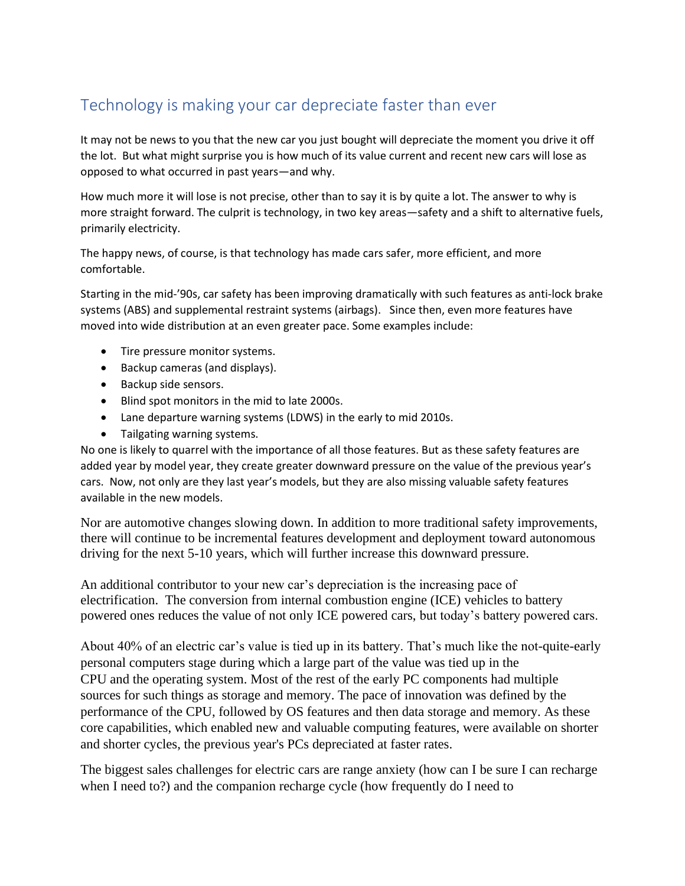# Technology is making your car depreciate faster than ever

It may not be news to you that the new car you just bought will depreciate the moment you drive it off the lot. But what might surprise you is how much of its value current and recent new cars will lose as opposed to what occurred in past years—and why.

How much more it will lose is not precise, other than to say it is by quite a lot. The answer to why is more straight forward. The culprit is technology, in two key areas—safety and a shift to alternative fuels, primarily electricity.

The happy news, of course, is that technology has made cars safer, more efficient, and more comfortable.

Starting in the mid-'90s, car safety has been improving dramatically with such features as anti-lock brake systems (ABS) and supplemental restraint systems (airbags). Since then, even more features have moved into wide distribution at an even greater pace. Some examples include:

- Tire pressure monitor systems.
- Backup cameras (and displays).
- Backup side sensors.
- Blind spot monitors in the mid to late 2000s.
- Lane departure warning systems (LDWS) in the early to mid 2010s.
- Tailgating warning systems.

No one is likely to quarrel with the importance of all those features. But as these safety features are added year by model year, they create greater downward pressure on the value of the previous year's cars. Now, not only are they last year's models, but they are also missing valuable safety features available in the new models.

Nor are automotive changes slowing down. In addition to more traditional safety improvements, there will continue to be incremental features development and deployment toward autonomous driving for the next 5-10 years, which will further increase this downward pressure.

An additional contributor to your new car's depreciation is the increasing pace of electrification. The conversion from internal combustion engine (ICE) vehicles to battery powered ones reduces the value of not only ICE powered cars, but today's battery powered cars.

About 40% of an electric car's value is tied up in its battery. That's much like the not-quite-early personal computers stage during which a large part of the value was tied up in the CPU and the operating system. Most of the rest of the early PC components had multiple sources for such things as storage and memory. The pace of innovation was defined by the performance of the CPU, followed by OS features and then data storage and memory. As these core capabilities, which enabled new and valuable computing features, were available on shorter and shorter cycles, the previous year's PCs depreciated at faster rates.

The biggest sales challenges for electric cars are range anxiety (how can I be sure I can recharge when I need to?) and the companion recharge cycle (how frequently do I need to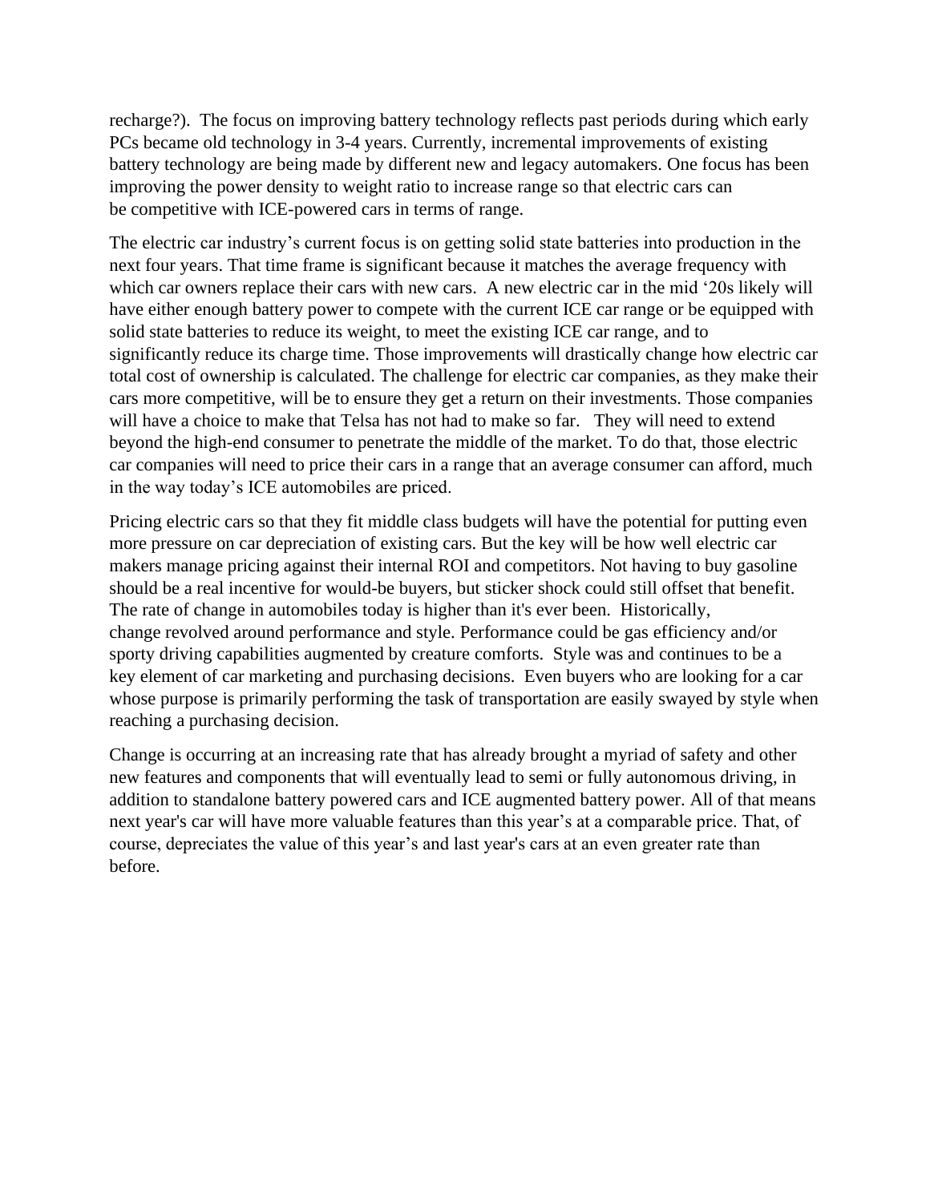recharge?). The focus on improving battery technology reflects past periods during which early PCs became old technology in 3-4 years. Currently, incremental improvements of existing battery technology are being made by different new and legacy automakers. One focus has been improving the power density to weight ratio to increase range so that electric cars can be competitive with ICE-powered cars in terms of range.

The electric car industry's current focus is on getting solid state batteries into production in the next four years. That time frame is significant because it matches the average frequency with which car owners replace their cars with new cars. A new electric car in the mid '20s likely will have either enough battery power to compete with the current ICE car range or be equipped with solid state batteries to reduce its weight, to meet the existing ICE car range, and to significantly reduce its charge time. Those improvements will drastically change how electric car total cost of ownership is calculated. The challenge for electric car companies, as they make their cars more competitive, will be to ensure they get a return on their investments. Those companies will have a choice to make that Telsa has not had to make so far. They will need to extend beyond the high-end consumer to penetrate the middle of the market. To do that, those electric car companies will need to price their cars in a range that an average consumer can afford, much in the way today's ICE automobiles are priced.

Pricing electric cars so that they fit middle class budgets will have the potential for putting even more pressure on car depreciation of existing cars. But the key will be how well electric car makers manage pricing against their internal ROI and competitors. Not having to buy gasoline should be a real incentive for would-be buyers, but sticker shock could still offset that benefit. The rate of change in automobiles today is higher than it's ever been. Historically, change revolved around performance and style. Performance could be gas efficiency and/or sporty driving capabilities augmented by creature comforts. Style was and continues to be a key element of car marketing and purchasing decisions. Even buyers who are looking for a car whose purpose is primarily performing the task of transportation are easily swayed by style when reaching a purchasing decision.

Change is occurring at an increasing rate that has already brought a myriad of safety and other new features and components that will eventually lead to semi or fully autonomous driving, in addition to standalone battery powered cars and ICE augmented battery power. All of that means next year's car will have more valuable features than this year's at a comparable price. That, of course, depreciates the value of this year's and last year's cars at an even greater rate than before.